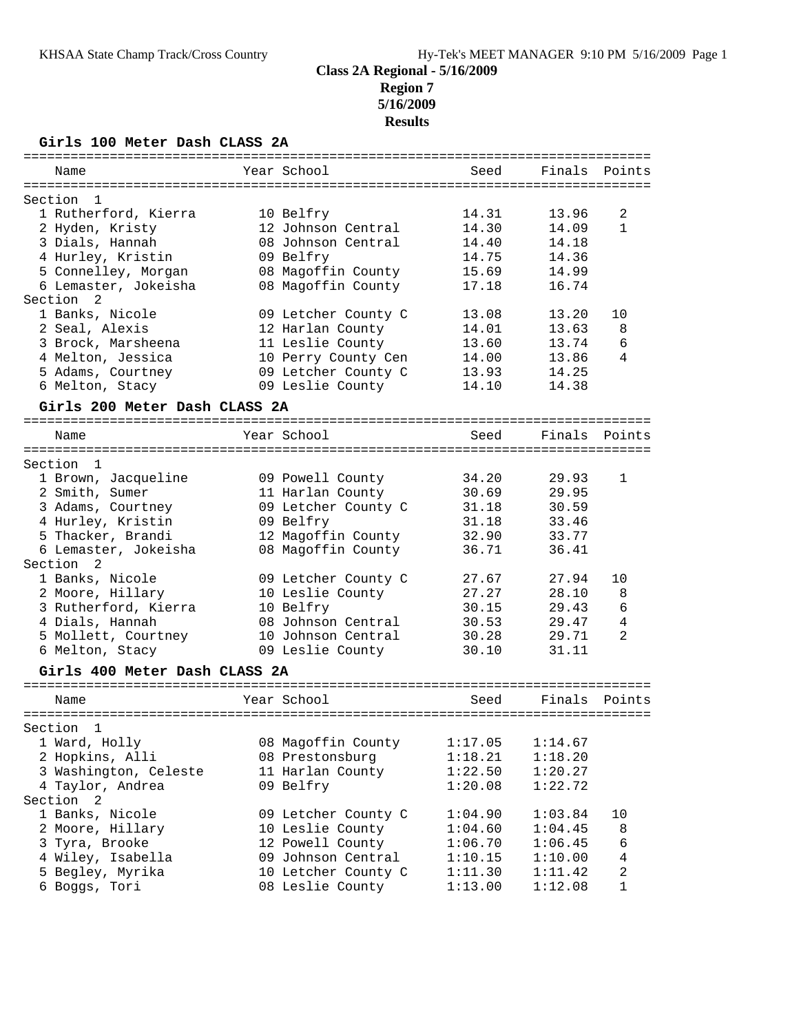# Class 2A Regional - 5/16/2009
## Region 7
## 5/16/2009
## Results

### Girls 100 Meter Dash CLASS 2A

| Name | Year | School | Seed | Finals | Points |
|---|---|---|---|---|---|
| **Section 1** | | | | | |
| 1 Rutherford, Kierra | 10 | Belfry | 14.31 | 13.96 | 2 |
| 2 Hyden, Kristy | 12 | Johnson Central | 14.30 | 14.09 | 1 |
| 3 Dials, Hannah | 08 | Johnson Central | 14.40 | 14.18 | |
| 4 Hurley, Kristin | 09 | Belfry | 14.75 | 14.36 | |
| 5 Connelley, Morgan | 08 | Magoffin County | 15.69 | 14.99 | |
| 6 Lemaster, Jokeisha | 08 | Magoffin County | 17.18 | 16.74 | |
| **Section 2** | | | | | |
| 1 Banks, Nicole | 09 | Letcher County C | 13.08 | 13.20 | 10 |
| 2 Seal, Alexis | 12 | Harlan County | 14.01 | 13.63 | 8 |
| 3 Brock, Marsheena | 11 | Leslie County | 13.60 | 13.74 | 6 |
| 4 Melton, Jessica | 10 | Perry County Cen | 14.00 | 13.86 | 4 |
| 5 Adams, Courtney | 09 | Letcher County C | 13.93 | 14.25 | |
| 6 Melton, Stacy | 09 | Leslie County | 14.10 | 14.38 | |

### Girls 200 Meter Dash CLASS 2A

| Name | Year | School | Seed | Finals | Points |
|---|---|---|---|---|---|
| **Section 1** | | | | | |
| 1 Brown, Jacqueline | 09 | Powell County | 34.20 | 29.93 | 1 |
| 2 Smith, Sumer | 11 | Harlan County | 30.69 | 29.95 | |
| 3 Adams, Courtney | 09 | Letcher County C | 31.18 | 30.59 | |
| 4 Hurley, Kristin | 09 | Belfry | 31.18 | 33.46 | |
| 5 Thacker, Brandi | 12 | Magoffin County | 32.90 | 33.77 | |
| 6 Lemaster, Jokeisha | 08 | Magoffin County | 36.71 | 36.41 | |
| **Section 2** | | | | | |
| 1 Banks, Nicole | 09 | Letcher County C | 27.67 | 27.94 | 10 |
| 2 Moore, Hillary | 10 | Leslie County | 27.27 | 28.10 | 8 |
| 3 Rutherford, Kierra | 10 | Belfry | 30.15 | 29.43 | 6 |
| 4 Dials, Hannah | 08 | Johnson Central | 30.53 | 29.47 | 4 |
| 5 Mollett, Courtney | 10 | Johnson Central | 30.28 | 29.71 | 2 |
| 6 Melton, Stacy | 09 | Leslie County | 30.10 | 31.11 | |

### Girls 400 Meter Dash CLASS 2A

| Name | Year | School | Seed | Finals | Points |
|---|---|---|---|---|---|
| **Section 1** | | | | | |
| 1 Ward, Holly | 08 | Magoffin County | 1:17.05 | 1:14.67 | |
| 2 Hopkins, Alli | 08 | Prestonsburg | 1:18.21 | 1:18.20 | |
| 3 Washington, Celeste | 11 | Harlan County | 1:22.50 | 1:20.27 | |
| 4 Taylor, Andrea | 09 | Belfry | 1:20.08 | 1:22.72 | |
| **Section 2** | | | | | |
| 1 Banks, Nicole | 09 | Letcher County C | 1:04.90 | 1:03.84 | 10 |
| 2 Moore, Hillary | 10 | Leslie County | 1:04.60 | 1:04.45 | 8 |
| 3 Tyra, Brooke | 12 | Powell County | 1:06.70 | 1:06.45 | 6 |
| 4 Wiley, Isabella | 09 | Johnson Central | 1:10.15 | 1:10.00 | 4 |
| 5 Begley, Myrika | 10 | Letcher County C | 1:11.30 | 1:11.42 | 2 |
| 6 Boggs, Tori | 08 | Leslie County | 1:13.00 | 1:12.08 | 1 |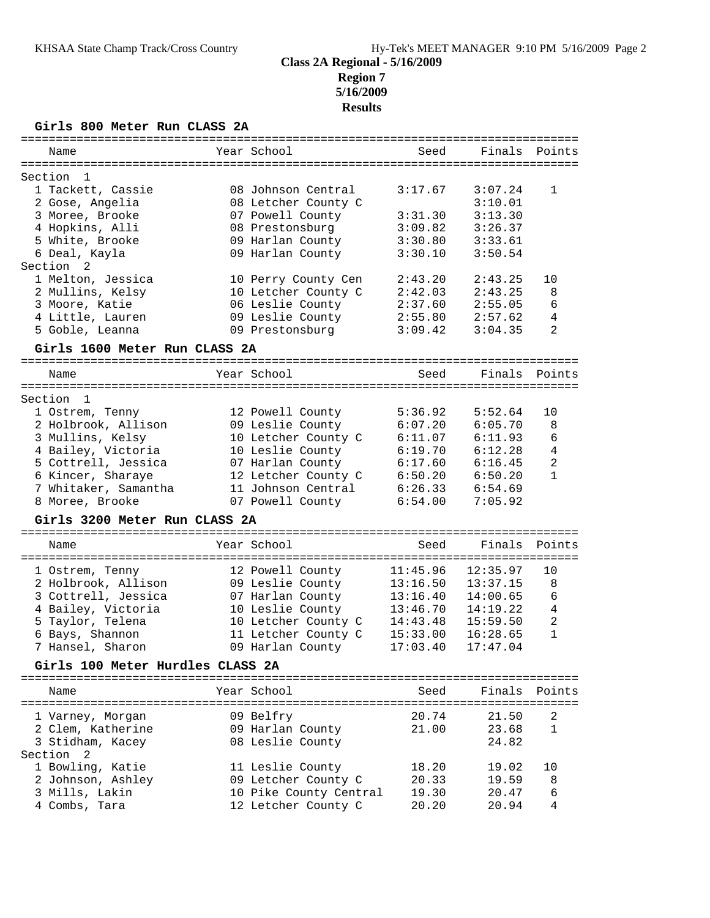# Class 2A Regional - 5/16/2009
## Region 7
## 5/16/2009
## Results

### Girls 800 Meter Run CLASS 2A

| Name | Year | School | Seed | Finals | Points |
|---|---|---|---|---|---|
| **Section 1** | | | | | |
| 1 Tackett, Cassie | 08 | Johnson Central | 3:17.67 | 3:07.24 | 1 |
| 2 Gose, Angelia | 08 | Letcher County C | | 3:10.01 | |
| 3 Moree, Brooke | 07 | Powell County | 3:31.30 | 3:13.30 | |
| 4 Hopkins, Alli | 08 | Prestonsburg | 3:09.82 | 3:26.37 | |
| 5 White, Brooke | 09 | Harlan County | 3:30.80 | 3:33.61 | |
| 6 Deal, Kayla | 09 | Harlan County | 3:30.10 | 3:50.54 | |
| **Section 2** | | | | | |
| 1 Melton, Jessica | 10 | Perry County Cen | 2:43.20 | 2:43.25 | 10 |
| 2 Mullins, Kelsy | 10 | Letcher County C | 2:42.03 | 2:43.25 | 8 |
| 3 Moore, Katie | 06 | Leslie County | 2:37.60 | 2:55.05 | 6 |
| 4 Little, Lauren | 09 | Leslie County | 2:55.80 | 2:57.62 | 4 |
| 5 Goble, Leanna | 09 | Prestonsburg | 3:09.42 | 3:04.35 | 2 |

### Girls 1600 Meter Run CLASS 2A

| Name | Year | School | Seed | Finals | Points |
|---|---|---|---|---|---|
| **Section 1** | | | | | |
| 1 Ostrem, Tenny | 12 | Powell County | 5:36.92 | 5:52.64 | 10 |
| 2 Holbrook, Allison | 09 | Leslie County | 6:07.20 | 6:05.70 | 8 |
| 3 Mullins, Kelsy | 10 | Letcher County C | 6:11.07 | 6:11.93 | 6 |
| 4 Bailey, Victoria | 10 | Leslie County | 6:19.70 | 6:12.28 | 4 |
| 5 Cottrell, Jessica | 07 | Harlan County | 6:17.60 | 6:16.45 | 2 |
| 6 Kincer, Sharaye | 12 | Letcher County C | 6:50.20 | 6:50.20 | 1 |
| 7 Whitaker, Samantha | 11 | Johnson Central | 6:26.33 | 6:54.69 | |
| 8 Moree, Brooke | 07 | Powell County | 6:54.00 | 7:05.92 | |

### Girls 3200 Meter Run CLASS 2A

| Name | Year | School | Seed | Finals | Points |
|---|---|---|---|---|---|
| 1 Ostrem, Tenny | 12 | Powell County | 11:45.96 | 12:35.97 | 10 |
| 2 Holbrook, Allison | 09 | Leslie County | 13:16.50 | 13:37.15 | 8 |
| 3 Cottrell, Jessica | 07 | Harlan County | 13:16.40 | 14:00.65 | 6 |
| 4 Bailey, Victoria | 10 | Leslie County | 13:46.70 | 14:19.22 | 4 |
| 5 Taylor, Telena | 10 | Letcher County C | 14:43.48 | 15:59.50 | 2 |
| 6 Bays, Shannon | 11 | Letcher County C | 15:33.00 | 16:28.65 | 1 |
| 7 Hansel, Sharon | 09 | Harlan County | 17:03.40 | 17:47.04 | |

### Girls 100 Meter Hurdles CLASS 2A

| Name | Year | School | Seed | Finals | Points |
|---|---|---|---|---|---|
| 1 Varney, Morgan | 09 | Belfry | 20.74 | 21.50 | 2 |
| 2 Clem, Katherine | 09 | Harlan County | 21.00 | 23.68 | 1 |
| 3 Stidham, Kacey | 08 | Leslie County | | 24.82 | |
| **Section 2** | | | | | |
| 1 Bowling, Katie | 11 | Leslie County | 18.20 | 19.02 | 10 |
| 2 Johnson, Ashley | 09 | Letcher County C | 20.33 | 19.59 | 8 |
| 3 Mills, Lakin | 10 | Pike County Central | 19.30 | 20.47 | 6 |
| 4 Combs, Tara | 12 | Letcher County C | 20.20 | 20.94 | 4 |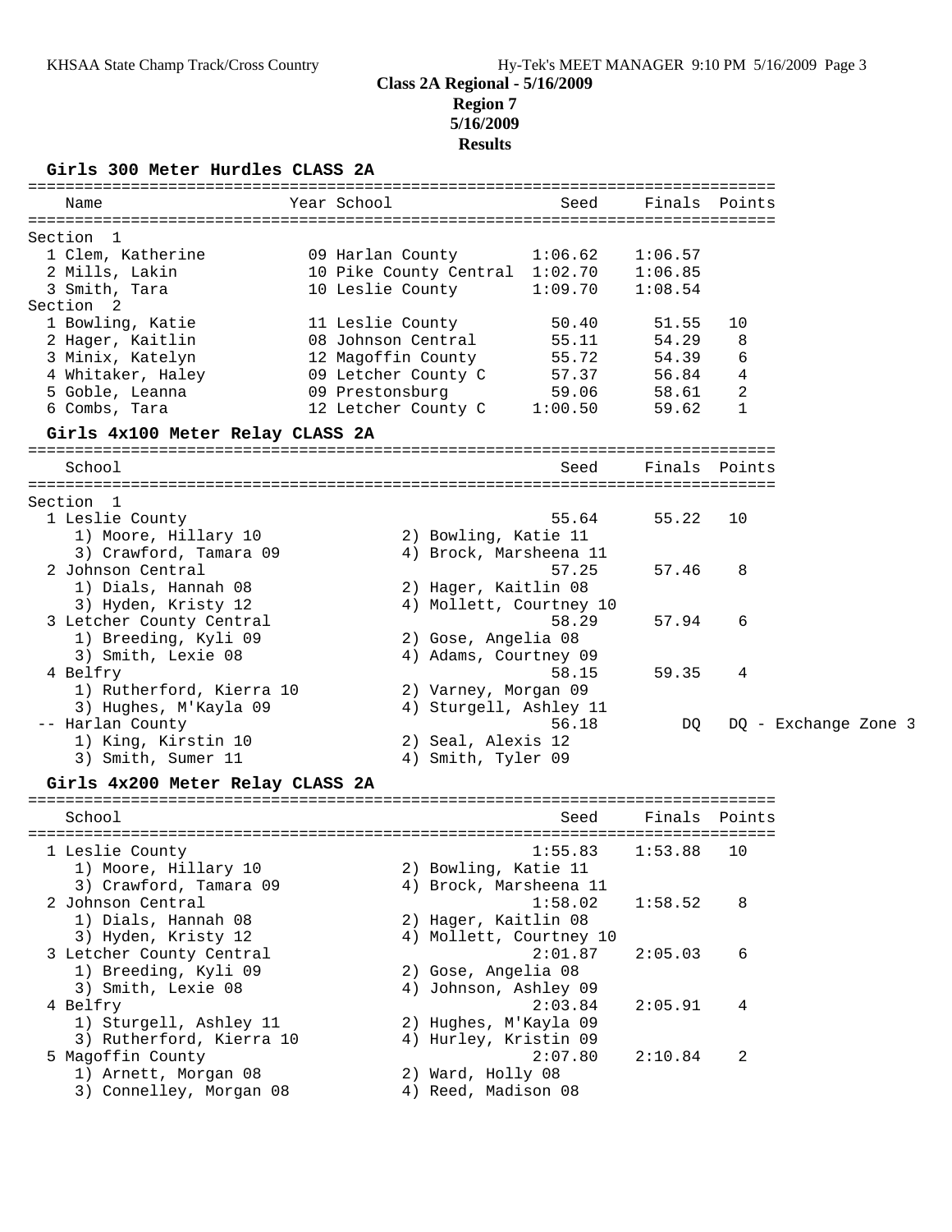# Class 2A Regional - 5/16/2009
## Region 7
## 5/16/2009
## Results

### Girls 300 Meter Hurdles CLASS 2A

| Name | Year | School | Seed | Finals | Points |
|---|---|---|---|---|---|
| **Section 1** | | | | | |
| 1 Clem, Katherine | 09 | Harlan County | 1:06.62 | 1:06.57 | |
| 2 Mills, Lakin | 10 | Pike County Central | 1:02.70 | 1:06.85 | |
| 3 Smith, Tara | 10 | Leslie County | 1:09.70 | 1:08.54 | |
| **Section 2** | | | | | |
| 1 Bowling, Katie | 11 | Leslie County | 50.40 | 51.55 | 10 |
| 2 Hager, Kaitlin | 08 | Johnson Central | 55.11 | 54.29 | 8 |
| 3 Minix, Katelyn | 12 | Magoffin County | 55.72 | 54.39 | 6 |
| 4 Whitaker, Haley | 09 | Letcher County C | 57.37 | 56.84 | 4 |
| 5 Goble, Leanna | 09 | Prestonsburg | 59.06 | 58.61 | 2 |
| 6 Combs, Tara | 12 | Letcher County C | 1:00.50 | 59.62 | 1 |

### Girls 4x100 Meter Relay CLASS 2A

| School | Seed | Finals | Points |
|---|---|---|---|
| **Section 1** | | | |
| 1 Leslie County | 55.64 | 55.22 | 10 |
| 1) Moore, Hillary 10; 2) Bowling, Katie 11; 3) Crawford, Tamara 09; 4) Brock, Marsheena 11 | | | |
| 2 Johnson Central | 57.25 | 57.46 | 8 |
| 1) Dials, Hannah 08; 2) Hager, Kaitlin 08; 3) Hyden, Kristy 12; 4) Mollett, Courtney 10 | | | |
| 3 Letcher County Central | 58.29 | 57.94 | 6 |
| 1) Breeding, Kyli 09; 2) Gose, Angelia 08; 3) Smith, Lexie 08; 4) Adams, Courtney 09 | | | |
| 4 Belfry | 58.15 | 59.35 | 4 |
| 1) Rutherford, Kierra 10; 2) Varney, Morgan 09; 3) Hughes, M'Kayla 09; 4) Sturgell, Ashley 11 | | | |
| -- Harlan County | 56.18 | DQ | DQ - Exchange Zone 3 |
| 1) King, Kirstin 10; 2) Seal, Alexis 12; 3) Smith, Sumer 11; 4) Smith, Tyler 09 | | | |

### Girls 4x200 Meter Relay CLASS 2A

| School | Seed | Finals | Points |
|---|---|---|---|
| 1 Leslie County | 1:55.83 | 1:53.88 | 10 |
| 1) Moore, Hillary 10; 2) Bowling, Katie 11; 3) Crawford, Tamara 09; 4) Brock, Marsheena 11 | | | |
| 2 Johnson Central | 1:58.02 | 1:58.52 | 8 |
| 1) Dials, Hannah 08; 2) Hager, Kaitlin 08; 3) Hyden, Kristy 12; 4) Mollett, Courtney 10 | | | |
| 3 Letcher County Central | 2:01.87 | 2:05.03 | 6 |
| 1) Breeding, Kyli 09; 2) Gose, Angelia 08; 3) Smith, Lexie 08; 4) Johnson, Ashley 09 | | | |
| 4 Belfry | 2:03.84 | 2:05.91 | 4 |
| 1) Sturgell, Ashley 11; 2) Hughes, M'Kayla 09; 3) Rutherford, Kierra 10; 4) Hurley, Kristin 09 | | | |
| 5 Magoffin County | 2:07.80 | 2:10.84 | 2 |
| 1) Arnett, Morgan 08; 2) Ward, Holly 08; 3) Connelley, Morgan 08; 4) Reed, Madison 08 | | | |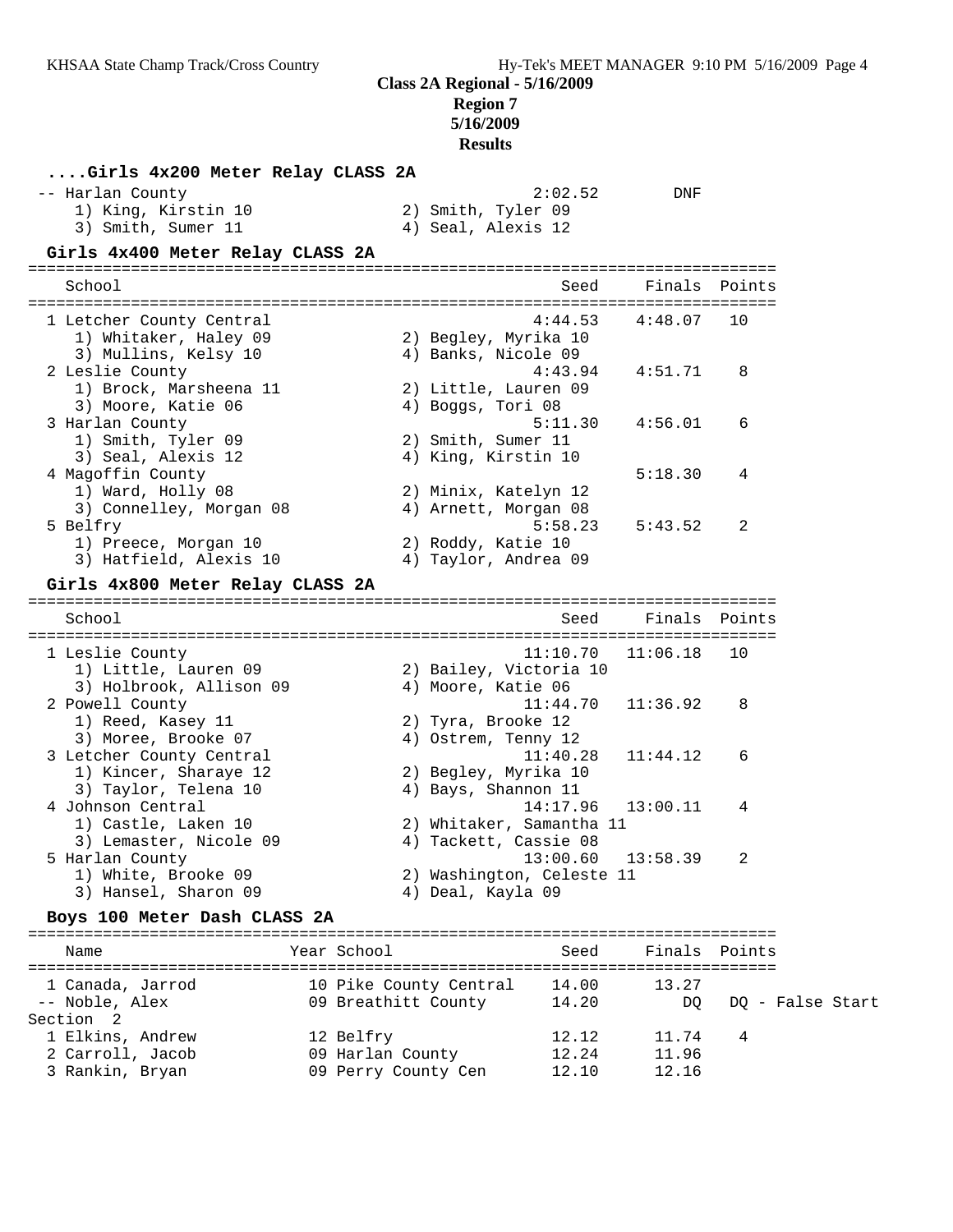## Class 2A Regional - 5/16/2009
### Region 7
### 5/16/2009
### Results

**....Girls 4x200 Meter Relay CLASS 2A**

| School | Seed | Finals | Points |
|---|---|---|---|
| -- Harlan County | 2:02.52 | DNF | |
| 1) King, Kirstin 10; 2) Smith, Tyler 09; 3) Smith, Sumer 11; 4) Seal, Alexis 12 | | | |

**Girls 4x400 Meter Relay CLASS 2A**

| School | Seed | Finals | Points |
|---|---|---|---|
| 1 Letcher County Central | 4:44.53 | 4:48.07 | 10 |
| 1) Whitaker, Haley 09; 2) Begley, Myrika 10; 3) Mullins, Kelsy 10; 4) Banks, Nicole 09 | | | |
| 2 Leslie County | 4:43.94 | 4:51.71 | 8 |
| 1) Brock, Marsheena 11; 2) Little, Lauren 09; 3) Moore, Katie 06; 4) Boggs, Tori 08 | | | |
| 3 Harlan County | 5:11.30 | 4:56.01 | 6 |
| 1) Smith, Tyler 09; 2) Smith, Sumer 11; 3) Seal, Alexis 12; 4) King, Kirstin 10 | | | |
| 4 Magoffin County | | 5:18.30 | 4 |
| 1) Ward, Holly 08; 2) Minix, Katelyn 12; 3) Connelley, Morgan 08; 4) Arnett, Morgan 08 | | | |
| 5 Belfry | 5:58.23 | 5:43.52 | 2 |
| 1) Preece, Morgan 10; 2) Roddy, Katie 10; 3) Hatfield, Alexis 10; 4) Taylor, Andrea 09 | | | |

**Girls 4x800 Meter Relay CLASS 2A**

| School | Seed | Finals | Points |
|---|---|---|---|
| 1 Leslie County | 11:10.70 | 11:06.18 | 10 |
| 1) Little, Lauren 09; 2) Bailey, Victoria 10; 3) Holbrook, Allison 09; 4) Moore, Katie 06 | | | |
| 2 Powell County | 11:44.70 | 11:36.92 | 8 |
| 1) Reed, Kasey 11; 2) Tyra, Brooke 12; 3) Moree, Brooke 07; 4) Ostrem, Tenny 12 | | | |
| 3 Letcher County Central | 11:40.28 | 11:44.12 | 6 |
| 1) Kincer, Sharaye 12; 2) Begley, Myrika 10; 3) Taylor, Telena 10; 4) Bays, Shannon 11 | | | |
| 4 Johnson Central | 14:17.96 | 13:00.11 | 4 |
| 1) Castle, Laken 10; 2) Whitaker, Samantha 11; 3) Lemaster, Nicole 09; 4) Tackett, Cassie 08 | | | |
| 5 Harlan County | 13:00.60 | 13:58.39 | 2 |
| 1) White, Brooke 09; 2) Washington, Celeste 11; 3) Hansel, Sharon 09; 4) Deal, Kayla 09 | | | |

**Boys 100 Meter Dash CLASS 2A**

| Name | Year School | Seed | Finals | Points |
|---|---|---|---|---|
| 1 Canada, Jarrod | 10 Pike County Central | 14.00 | 13.27 | |
| -- Noble, Alex | 09 Breathitt County | 14.20 | DQ | DQ - False Start |
| Section 2 | | | | |
| 1 Elkins, Andrew | 12 Belfry | 12.12 | 11.74 | 4 |
| 2 Carroll, Jacob | 09 Harlan County | 12.24 | 11.96 | |
| 3 Rankin, Bryan | 09 Perry County Cen | 12.10 | 12.16 | |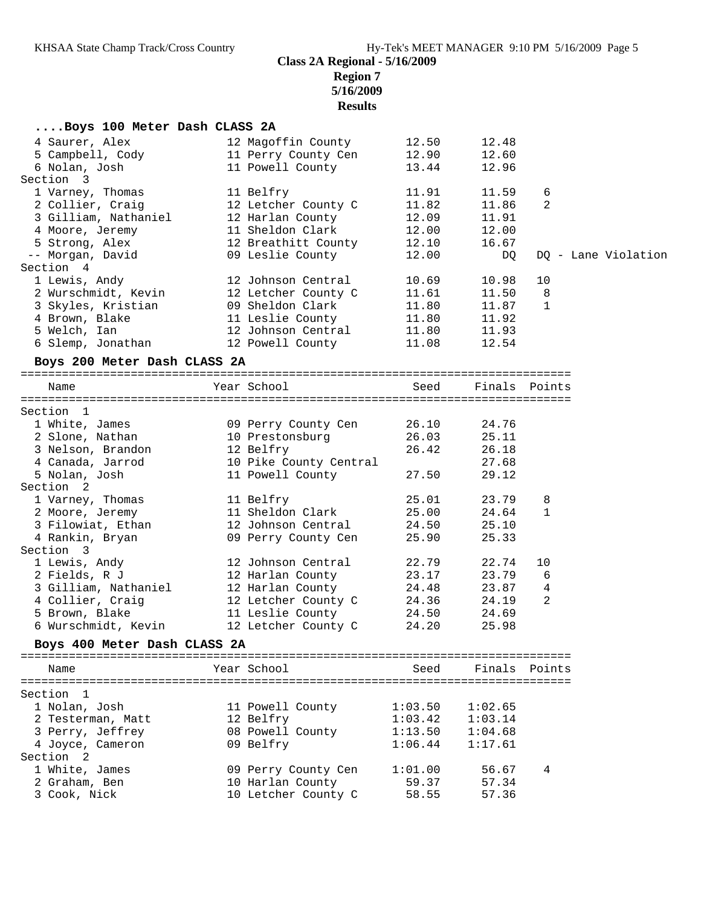## Class 2A Regional - 5/16/2009

### Region 7

### 5/16/2009

### Results

#### ....Boys 100 Meter Dash CLASS 2A

| Place | Name | Year | School | Seed | Finals | Points |
|---|---|---|---|---|---|---|
| 4 | Saurer, Alex | 12 | Magoffin County | 12.50 | 12.48 | |
| 5 | Campbell, Cody | 11 | Perry County Cen | 12.90 | 12.60 | |
| 6 | Nolan, Josh | 11 | Powell County | 13.44 | 12.96 | |
| **Section 3** | | | | | | |
| 1 | Varney, Thomas | 11 | Belfry | 11.91 | 11.59 | 6 |
| 2 | Collier, Craig | 12 | Letcher County C | 11.82 | 11.86 | 2 |
| 3 | Gilliam, Nathaniel | 12 | Harlan County | 12.09 | 11.91 | |
| 4 | Moore, Jeremy | 11 | Sheldon Clark | 12.00 | 12.00 | |
| 5 | Strong, Alex | 12 | Breathitt County | 12.10 | 16.67 | |
| -- | Morgan, David | 09 | Leslie County | 12.00 | DQ | DQ - Lane Violation |
| **Section 4** | | | | | | |
| 1 | Lewis, Andy | 12 | Johnson Central | 10.69 | 10.98 | 10 |
| 2 | Wurschmidt, Kevin | 12 | Letcher County C | 11.61 | 11.50 | 8 |
| 3 | Skyles, Kristian | 09 | Sheldon Clark | 11.80 | 11.87 | 1 |
| 4 | Brown, Blake | 11 | Leslie County | 11.80 | 11.92 | |
| 5 | Welch, Ian | 12 | Johnson Central | 11.80 | 11.93 | |
| 6 | Slemp, Jonathan | 12 | Powell County | 11.08 | 12.54 | |

#### Boys 200 Meter Dash CLASS 2A

| Place | Name | Year | School | Seed | Finals | Points |
|---|---|---|---|---|---|---|
| **Section 1** | | | | | | |
| 1 | White, James | 09 | Perry County Cen | 26.10 | 24.76 | |
| 2 | Slone, Nathan | 10 | Prestonsburg | 26.03 | 25.11 | |
| 3 | Nelson, Brandon | 12 | Belfry | 26.42 | 26.18 | |
| 4 | Canada, Jarrod | 10 | Pike County Central | | 27.68 | |
| 5 | Nolan, Josh | 11 | Powell County | 27.50 | 29.12 | |
| **Section 2** | | | | | | |
| 1 | Varney, Thomas | 11 | Belfry | 25.01 | 23.79 | 8 |
| 2 | Moore, Jeremy | 11 | Sheldon Clark | 25.00 | 24.64 | 1 |
| 3 | Filowiat, Ethan | 12 | Johnson Central | 24.50 | 25.10 | |
| 4 | Rankin, Bryan | 09 | Perry County Cen | 25.90 | 25.33 | |
| **Section 3** | | | | | | |
| 1 | Lewis, Andy | 12 | Johnson Central | 22.79 | 22.74 | 10 |
| 2 | Fields, R J | 12 | Harlan County | 23.17 | 23.79 | 6 |
| 3 | Gilliam, Nathaniel | 12 | Harlan County | 24.48 | 23.87 | 4 |
| 4 | Collier, Craig | 12 | Letcher County C | 24.36 | 24.19 | 2 |
| 5 | Brown, Blake | 11 | Leslie County | 24.50 | 24.69 | |
| 6 | Wurschmidt, Kevin | 12 | Letcher County C | 24.20 | 25.98 | |

#### Boys 400 Meter Dash CLASS 2A

| Place | Name | Year | School | Seed | Finals | Points |
|---|---|---|---|---|---|---|
| **Section 1** | | | | | | |
| 1 | Nolan, Josh | 11 | Powell County | 1:03.50 | 1:02.65 | |
| 2 | Testerman, Matt | 12 | Belfry | 1:03.42 | 1:03.14 | |
| 3 | Perry, Jeffrey | 08 | Powell County | 1:13.50 | 1:04.68 | |
| 4 | Joyce, Cameron | 09 | Belfry | 1:06.44 | 1:17.61 | |
| **Section 2** | | | | | | |
| 1 | White, James | 09 | Perry County Cen | 1:01.00 | 56.67 | 4 |
| 2 | Graham, Ben | 10 | Harlan County | 59.37 | 57.34 | |
| 3 | Cook, Nick | 10 | Letcher County C | 58.55 | 57.36 | |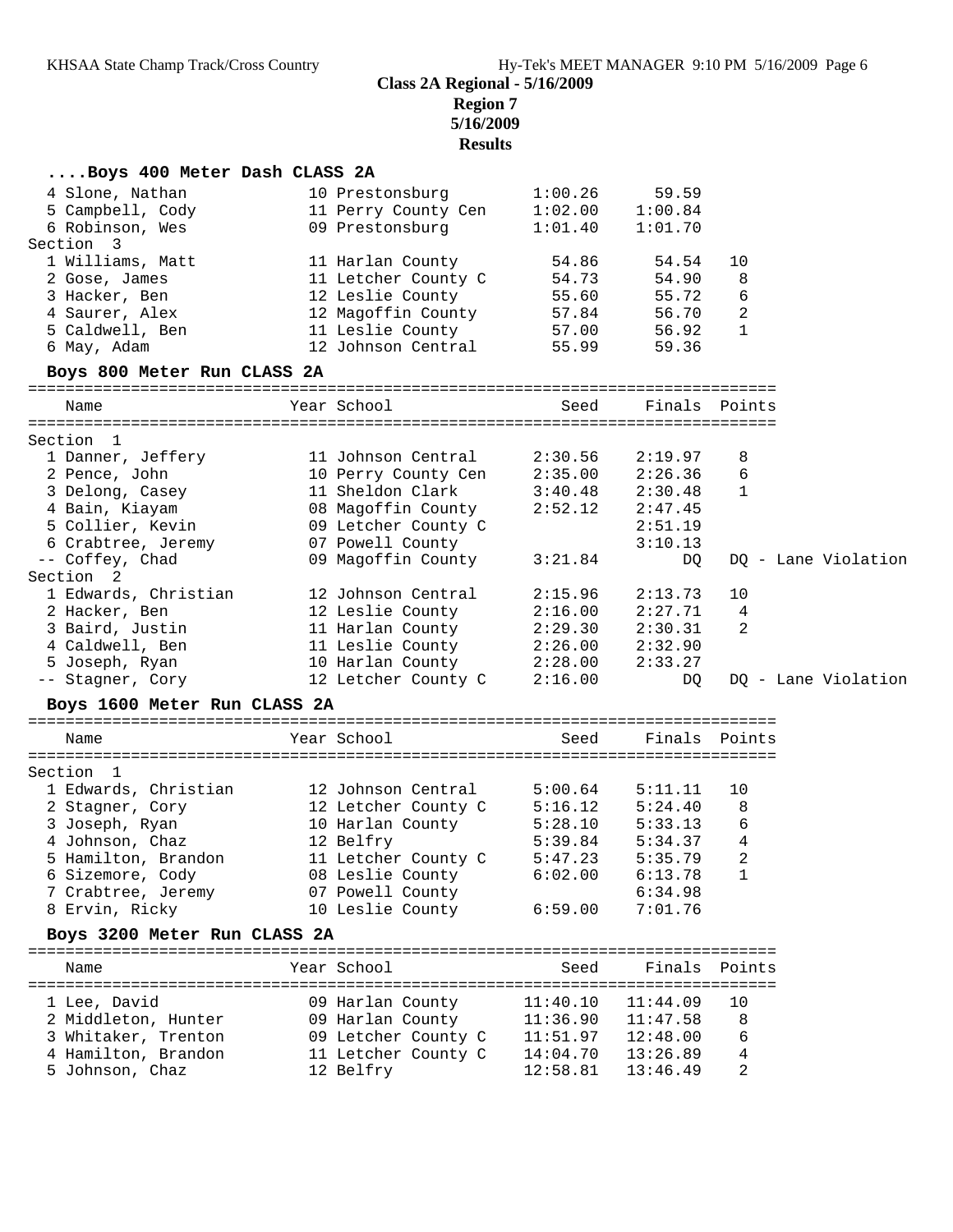**Class 2A Regional - 5/16/2009**
**Region 7**
**5/16/2009**
**Results**

### ....Boys 400 Meter Dash CLASS 2A

| Place | Name | Year | School | Seed | Finals | Points |
|---|---|---|---|---|---|---|
| 4 | Slone, Nathan | 10 | Prestonsburg | 1:00.26 | 59.59 | |
| 5 | Campbell, Cody | 11 | Perry County Cen | 1:02.00 | 1:00.84 | |
| 6 | Robinson, Wes | 09 | Prestonsburg | 1:01.40 | 1:01.70 | |
| **Section 3** | | | | | | |
| 1 | Williams, Matt | 11 | Harlan County | 54.86 | 54.54 | 10 |
| 2 | Gose, James | 11 | Letcher County C | 54.73 | 54.90 | 8 |
| 3 | Hacker, Ben | 12 | Leslie County | 55.60 | 55.72 | 6 |
| 4 | Saurer, Alex | 12 | Magoffin County | 57.84 | 56.70 | 2 |
| 5 | Caldwell, Ben | 11 | Leslie County | 57.00 | 56.92 | 1 |
| 6 | May, Adam | 12 | Johnson Central | 55.99 | 59.36 | |

### Boys 800 Meter Run CLASS 2A

| Place | Name | Year | School | Seed | Finals | Points |
|---|---|---|---|---|---|---|
| **Section 1** | | | | | | |
| 1 | Danner, Jeffery | 11 | Johnson Central | 2:30.56 | 2:19.97 | 8 |
| 2 | Pence, John | 10 | Perry County Cen | 2:35.00 | 2:26.36 | 6 |
| 3 | Delong, Casey | 11 | Sheldon Clark | 3:40.48 | 2:30.48 | 1 |
| 4 | Bain, Kiayam | 08 | Magoffin County | 2:52.12 | 2:47.45 | |
| 5 | Collier, Kevin | 09 | Letcher County C | | 2:51.19 | |
| 6 | Crabtree, Jeremy | 07 | Powell County | | 3:10.13 | |
| -- | Coffey, Chad | 09 | Magoffin County | 3:21.84 | DQ | DQ - Lane Violation |
| **Section 2** | | | | | | |
| 1 | Edwards, Christian | 12 | Johnson Central | 2:15.96 | 2:13.73 | 10 |
| 2 | Hacker, Ben | 12 | Leslie County | 2:16.00 | 2:27.71 | 4 |
| 3 | Baird, Justin | 11 | Harlan County | 2:29.30 | 2:30.31 | 2 |
| 4 | Caldwell, Ben | 11 | Leslie County | 2:26.00 | 2:32.90 | |
| 5 | Joseph, Ryan | 10 | Harlan County | 2:28.00 | 2:33.27 | |
| -- | Stagner, Cory | 12 | Letcher County C | 2:16.00 | DQ | DQ - Lane Violation |

### Boys 1600 Meter Run CLASS 2A

| Place | Name | Year | School | Seed | Finals | Points |
|---|---|---|---|---|---|---|
| **Section 1** | | | | | | |
| 1 | Edwards, Christian | 12 | Johnson Central | 5:00.64 | 5:11.11 | 10 |
| 2 | Stagner, Cory | 12 | Letcher County C | 5:16.12 | 5:24.40 | 8 |
| 3 | Joseph, Ryan | 10 | Harlan County | 5:28.10 | 5:33.13 | 6 |
| 4 | Johnson, Chaz | 12 | Belfry | 5:39.84 | 5:34.37 | 4 |
| 5 | Hamilton, Brandon | 11 | Letcher County C | 5:47.23 | 5:35.79 | 2 |
| 6 | Sizemore, Cody | 08 | Leslie County | 6:02.00 | 6:13.78 | 1 |
| 7 | Crabtree, Jeremy | 07 | Powell County | | 6:34.98 | |
| 8 | Ervin, Ricky | 10 | Leslie County | 6:59.00 | 7:01.76 | |

### Boys 3200 Meter Run CLASS 2A

| Place | Name | Year | School | Seed | Finals | Points |
|---|---|---|---|---|---|---|
| 1 | Lee, David | 09 | Harlan County | 11:40.10 | 11:44.09 | 10 |
| 2 | Middleton, Hunter | 09 | Harlan County | 11:36.90 | 11:47.58 | 8 |
| 3 | Whitaker, Trenton | 09 | Letcher County C | 11:51.97 | 12:48.00 | 6 |
| 4 | Hamilton, Brandon | 11 | Letcher County C | 14:04.70 | 13:26.89 | 4 |
| 5 | Johnson, Chaz | 12 | Belfry | 12:58.81 | 13:46.49 | 2 |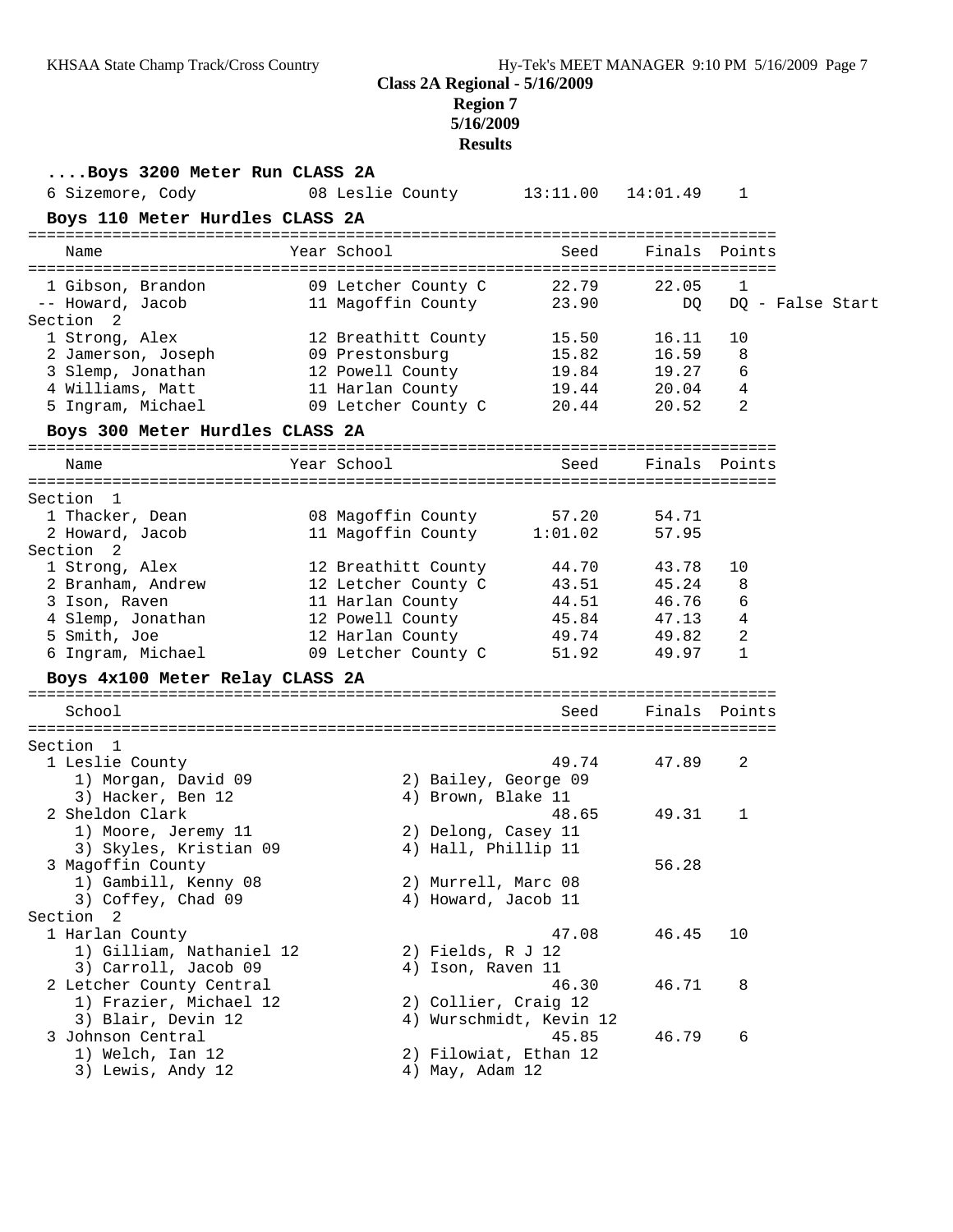## Class 2A Regional - 5/16/2009
### Region 7
### 5/16/2009
### Results

**....Boys 3200 Meter Run CLASS 2A**

| Name | Year | School | Seed | Finals | Points |
|---|---|---|---|---|---|
| 6 Sizemore, Cody | 08 | Leslie County | 13:11.00 | 14:01.49 | 1 |

**Boys 110 Meter Hurdles CLASS 2A**

| Name | Year | School | Seed | Finals | Points |
|---|---|---|---|---|---|
| 1 Gibson, Brandon | 09 | Letcher County C | 22.79 | 22.05 | 1 |
| -- Howard, Jacob | 11 | Magoffin County | 23.90 | DQ | DQ - False Start |
| Section 2 | | | | | |
| 1 Strong, Alex | 12 | Breathitt County | 15.50 | 16.11 | 10 |
| 2 Jamerson, Joseph | 09 | Prestonsburg | 15.82 | 16.59 | 8 |
| 3 Slemp, Jonathan | 12 | Powell County | 19.84 | 19.27 | 6 |
| 4 Williams, Matt | 11 | Harlan County | 19.44 | 20.04 | 4 |
| 5 Ingram, Michael | 09 | Letcher County C | 20.44 | 20.52 | 2 |

**Boys 300 Meter Hurdles CLASS 2A**

| Name | Year | School | Seed | Finals | Points |
|---|---|---|---|---|---|
| Section 1 | | | | | |
| 1 Thacker, Dean | 08 | Magoffin County | 57.20 | 54.71 | |
| 2 Howard, Jacob | 11 | Magoffin County | 1:01.02 | 57.95 | |
| Section 2 | | | | | |
| 1 Strong, Alex | 12 | Breathitt County | 44.70 | 43.78 | 10 |
| 2 Branham, Andrew | 12 | Letcher County C | 43.51 | 45.24 | 8 |
| 3 Ison, Raven | 11 | Harlan County | 44.51 | 46.76 | 6 |
| 4 Slemp, Jonathan | 12 | Powell County | 45.84 | 47.13 | 4 |
| 5 Smith, Joe | 12 | Harlan County | 49.74 | 49.82 | 2 |
| 6 Ingram, Michael | 09 | Letcher County C | 51.92 | 49.97 | 1 |

**Boys 4x100 Meter Relay CLASS 2A**

| School | Seed | Finals | Points |
|---|---|---|---|
| Section 1 | | | |
| 1 Leslie County | 49.74 | 47.89 | 2 |
| 1) Morgan, David 09; 2) Bailey, George 09; 3) Hacker, Ben 12; 4) Brown, Blake 11 | | | |
| 2 Sheldon Clark | 48.65 | 49.31 | 1 |
| 1) Moore, Jeremy 11; 2) Delong, Casey 11; 3) Skyles, Kristian 09; 4) Hall, Phillip 11 | | | |
| 3 Magoffin County | | 56.28 | |
| 1) Gambill, Kenny 08; 2) Murrell, Marc 08; 3) Coffey, Chad 09; 4) Howard, Jacob 11 | | | |
| Section 2 | | | |
| 1 Harlan County | 47.08 | 46.45 | 10 |
| 1) Gilliam, Nathaniel 12; 2) Fields, R J 12; 3) Carroll, Jacob 09; 4) Ison, Raven 11 | | | |
| 2 Letcher County Central | 46.30 | 46.71 | 8 |
| 1) Frazier, Michael 12; 2) Collier, Craig 12; 3) Blair, Devin 12; 4) Wurschmidt, Kevin 12 | | | |
| 3 Johnson Central | 45.85 | 46.79 | 6 |
| 1) Welch, Ian 12; 2) Filowiat, Ethan 12; 3) Lewis, Andy 12; 4) May, Adam 12 | | | |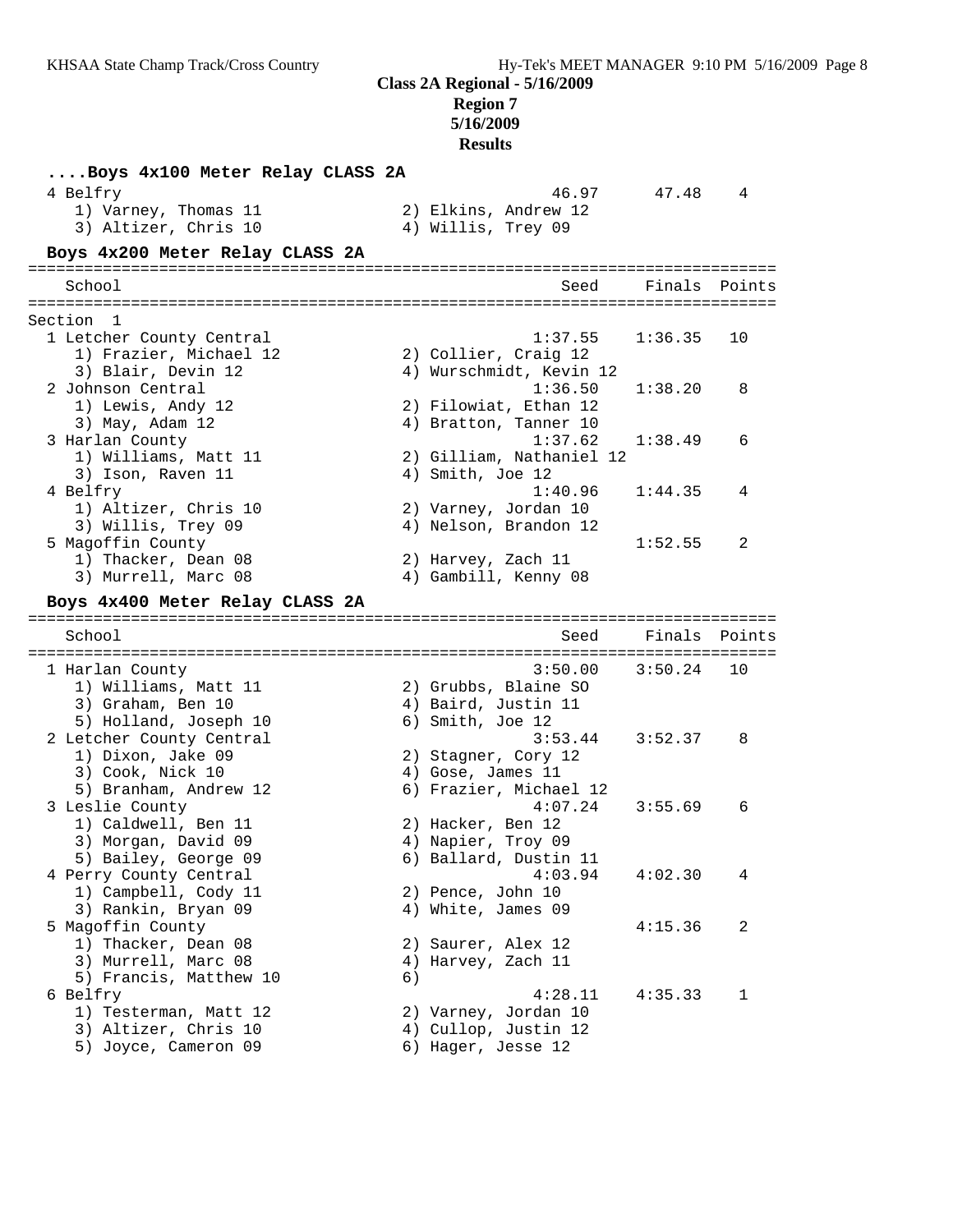## Class 2A Regional - 5/16/2009
### Region 7
### 5/16/2009
### Results

### ....Boys 4x100 Meter Relay CLASS 2A

| School | Seed | Finals | Points |
|---|---|---|---|
| 4 Belfry | 46.97 | 47.48 | 4 |
| 1) Varney, Thomas 11; 2) Elkins, Andrew 12; 3) Altizer, Chris 10; 4) Willis, Trey 09 | | | |

### Boys 4x200 Meter Relay CLASS 2A

Section 1

| School | Seed | Finals | Points |
|---|---|---|---|
| 1 Letcher County Central | 1:37.55 | 1:36.35 | 10 |
| 1) Frazier, Michael 12; 2) Collier, Craig 12; 3) Blair, Devin 12; 4) Wurschmidt, Kevin 12 | | | |
| 2 Johnson Central | 1:36.50 | 1:38.20 | 8 |
| 1) Lewis, Andy 12; 2) Filowiat, Ethan 12; 3) May, Adam 12; 4) Bratton, Tanner 10 | | | |
| 3 Harlan County | 1:37.62 | 1:38.49 | 6 |
| 1) Williams, Matt 11; 2) Gilliam, Nathaniel 12; 3) Ison, Raven 11; 4) Smith, Joe 12 | | | |
| 4 Belfry | 1:40.96 | 1:44.35 | 4 |
| 1) Altizer, Chris 10; 2) Varney, Jordan 10; 3) Willis, Trey 09; 4) Nelson, Brandon 12 | | | |
| 5 Magoffin County | | 1:52.55 | 2 |
| 1) Thacker, Dean 08; 2) Harvey, Zach 11; 3) Murrell, Marc 08; 4) Gambill, Kenny 08 | | | |

### Boys 4x400 Meter Relay CLASS 2A

| School | Seed | Finals | Points |
|---|---|---|---|
| 1 Harlan County | 3:50.00 | 3:50.24 | 10 |
| 1) Williams, Matt 11; 2) Grubbs, Blaine SO; 3) Graham, Ben 10; 4) Baird, Justin 11; 5) Holland, Joseph 10; 6) Smith, Joe 12 | | | |
| 2 Letcher County Central | 3:53.44 | 3:52.37 | 8 |
| 1) Dixon, Jake 09; 2) Stagner, Cory 12; 3) Cook, Nick 10; 4) Gose, James 11; 5) Branham, Andrew 12; 6) Frazier, Michael 12 | | | |
| 3 Leslie County | 4:07.24 | 3:55.69 | 6 |
| 1) Caldwell, Ben 11; 2) Hacker, Ben 12; 3) Morgan, David 09; 4) Napier, Troy 09; 5) Bailey, George 09; 6) Ballard, Dustin 11 | | | |
| 4 Perry County Central | 4:03.94 | 4:02.30 | 4 |
| 1) Campbell, Cody 11; 2) Pence, John 10; 3) Rankin, Bryan 09; 4) White, James 09 | | | |
| 5 Magoffin County | | 4:15.36 | 2 |
| 1) Thacker, Dean 08; 2) Saurer, Alex 12; 3) Murrell, Marc 08; 4) Harvey, Zach 11; 5) Francis, Matthew 10; 6) | | | |
| 6 Belfry | 4:28.11 | 4:35.33 | 1 |
| 1) Testerman, Matt 12; 2) Varney, Jordan 10; 3) Altizer, Chris 10; 4) Cullop, Justin 12; 5) Joyce, Cameron 09; 6) Hager, Jesse 12 | | | |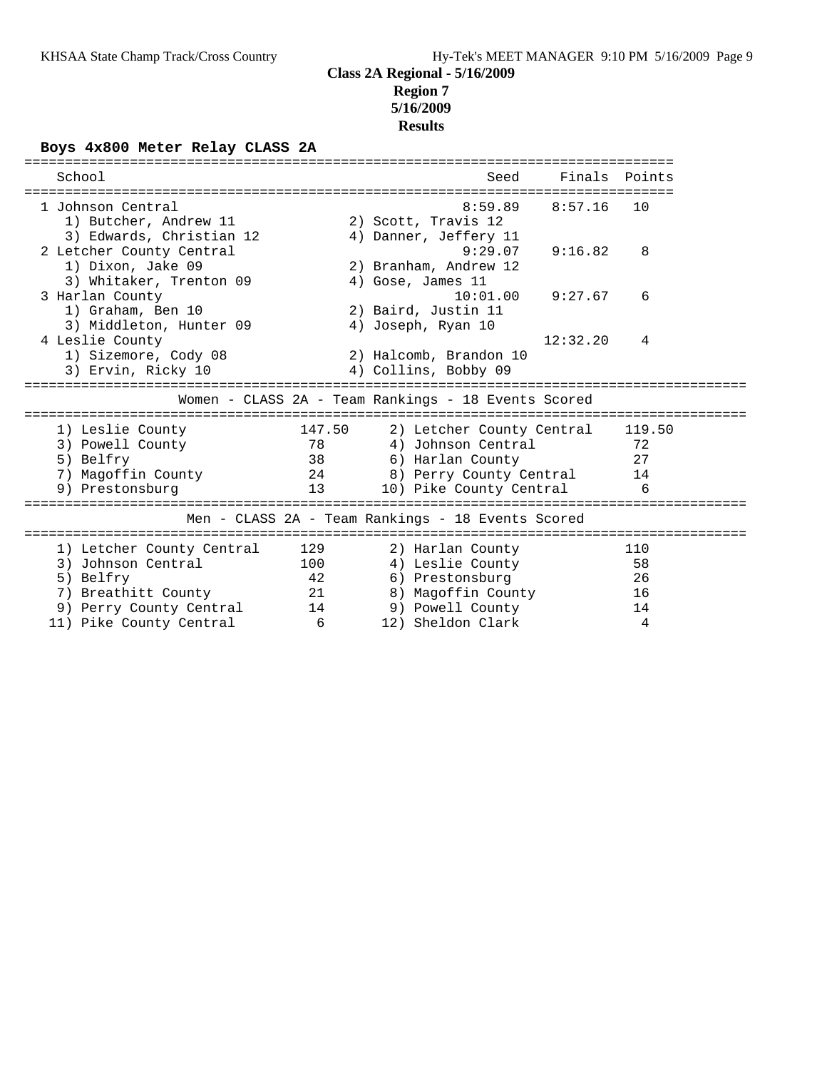## Class 2A Regional - 5/16/2009
### Region 7
### 5/16/2009
### Results

**Boys 4x800 Meter Relay CLASS 2A**

| School | Seed | Finals | Points |
|---|---|---|---|
| 1 Johnson Central | 8:59.89 | 8:57.16 | 10 |
| 1) Butcher, Andrew 11; 2) Scott, Travis 12; 3) Edwards, Christian 12; 4) Danner, Jeffery 11 | | | |
| 2 Letcher County Central | 9:29.07 | 9:16.82 | 8 |
| 1) Dixon, Jake 09; 2) Branham, Andrew 12; 3) Whitaker, Trenton 09; 4) Gose, James 11 | | | |
| 3 Harlan County | 10:01.00 | 9:27.67 | 6 |
| 1) Graham, Ben 10; 2) Baird, Justin 11; 3) Middleton, Hunter 09; 4) Joseph, Ryan 10 | | | |
| 4 Leslie County | | 12:32.20 | 4 |
| 1) Sizemore, Cody 08; 2) Halcomb, Brandon 10; 3) Ervin, Ricky 10; 4) Collins, Bobby 09 | | | |

**Women - CLASS 2A - Team Rankings - 18 Events Scored**

| | | | |
|---|---|---|---|
| 1) Leslie County | 147.50 | 2) Letcher County Central | 119.50 |
| 3) Powell County | 78 | 4) Johnson Central | 72 |
| 5) Belfry | 38 | 6) Harlan County | 27 |
| 7) Magoffin County | 24 | 8) Perry County Central | 14 |
| 9) Prestonsburg | 13 | 10) Pike County Central | 6 |

**Men - CLASS 2A - Team Rankings - 18 Events Scored**

| | | | |
|---|---|---|---|
| 1) Letcher County Central | 129 | 2) Harlan County | 110 |
| 3) Johnson Central | 100 | 4) Leslie County | 58 |
| 5) Belfry | 42 | 6) Prestonsburg | 26 |
| 7) Breathitt County | 21 | 8) Magoffin County | 16 |
| 9) Perry County Central | 14 | 9) Powell County | 14 |
| 11) Pike County Central | 6 | 12) Sheldon Clark | 4 |